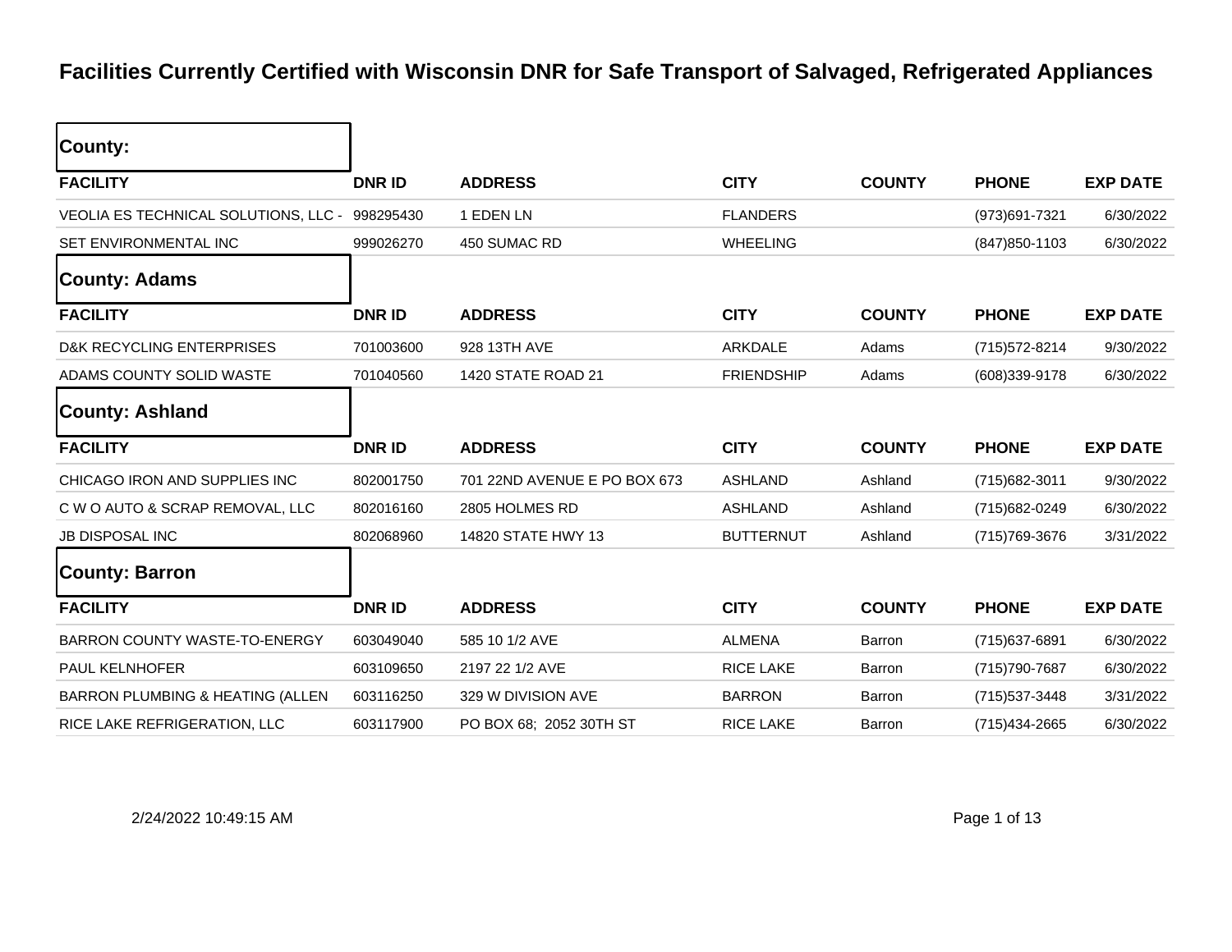# Facilities Currently Certified with Wisconsin DNR for Safe Transport of Salvaged, Refrigerated Appliances

**County:**

| FACILITY | DNR ID | ADDRESS | CITY | COUNTY | PHONE | EXP DATE |
|---|---|---|---|---|---|---|
| VEOLIA ES TECHNICAL SOLUTIONS, LLC - | 998295430 | 1 EDEN LN | FLANDERS | | (973)691-7321 | 6/30/2022 |
| SET ENVIRONMENTAL INC | 999026270 | 450 SUMAC RD | WHEELING | | (847)850-1103 | 6/30/2022 |

**County: Adams**

| FACILITY | DNR ID | ADDRESS | CITY | COUNTY | PHONE | EXP DATE |
|---|---|---|---|---|---|---|
| D&K RECYCLING ENTERPRISES | 701003600 | 928 13TH AVE | ARKDALE | Adams | (715)572-8214 | 9/30/2022 |
| ADAMS COUNTY SOLID WASTE | 701040560 | 1420 STATE ROAD 21 | FRIENDSHIP | Adams | (608)339-9178 | 6/30/2022 |

**County: Ashland**

| FACILITY | DNR ID | ADDRESS | CITY | COUNTY | PHONE | EXP DATE |
|---|---|---|---|---|---|---|
| CHICAGO IRON AND SUPPLIES INC | 802001750 | 701 22ND AVENUE E PO BOX 673 | ASHLAND | Ashland | (715)682-3011 | 9/30/2022 |
| C W O AUTO & SCRAP REMOVAL, LLC | 802016160 | 2805 HOLMES RD | ASHLAND | Ashland | (715)682-0249 | 6/30/2022 |
| JB DISPOSAL INC | 802068960 | 14820 STATE HWY 13 | BUTTERNUT | Ashland | (715)769-3676 | 3/31/2022 |

**County: Barron**

| FACILITY | DNR ID | ADDRESS | CITY | COUNTY | PHONE | EXP DATE |
|---|---|---|---|---|---|---|
| BARRON COUNTY WASTE-TO-ENERGY | 603049040 | 585 10 1/2 AVE | ALMENA | Barron | (715)637-6891 | 6/30/2022 |
| PAUL KELNHOFER | 603109650 | 2197 22 1/2 AVE | RICE LAKE | Barron | (715)790-7687 | 6/30/2022 |
| BARRON PLUMBING & HEATING (ALLEN | 603116250 | 329 W DIVISION AVE | BARRON | Barron | (715)537-3448 | 3/31/2022 |
| RICE LAKE REFRIGERATION, LLC | 603117900 | PO BOX 68; 2052 30TH ST | RICE LAKE | Barron | (715)434-2665 | 6/30/2022 |

2/24/2022 10:49:15 AM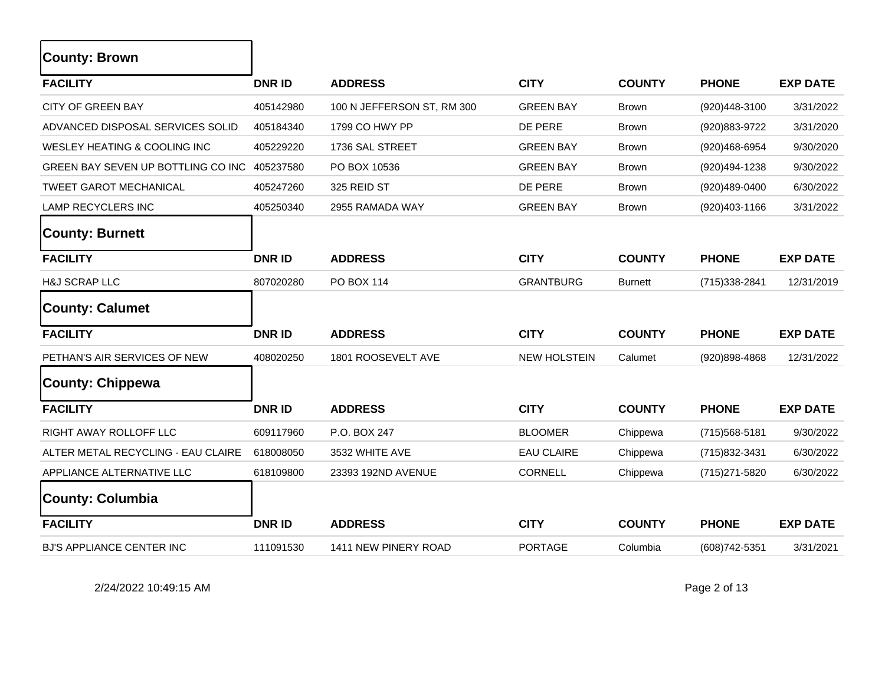## County: Brown

| FACILITY | DNR ID | ADDRESS | CITY | COUNTY | PHONE | EXP DATE |
|---|---|---|---|---|---|---|
| CITY OF GREEN BAY | 405142980 | 100 N JEFFERSON ST, RM 300 | GREEN BAY | Brown | (920)448-3100 | 3/31/2022 |
| ADVANCED DISPOSAL SERVICES SOLID | 405184340 | 1799 CO HWY PP | DE PERE | Brown | (920)883-9722 | 3/31/2020 |
| WESLEY HEATING & COOLING INC | 405229220 | 1736 SAL STREET | GREEN BAY | Brown | (920)468-6954 | 9/30/2020 |
| GREEN BAY SEVEN UP BOTTLING CO INC | 405237580 | PO BOX 10536 | GREEN BAY | Brown | (920)494-1238 | 9/30/2022 |
| TWEET GAROT MECHANICAL | 405247260 | 325 REID ST | DE PERE | Brown | (920)489-0400 | 6/30/2022 |
| LAMP RECYCLERS INC | 405250340 | 2955 RAMADA WAY | GREEN BAY | Brown | (920)403-1166 | 3/31/2022 |

## County: Burnett

| FACILITY | DNR ID | ADDRESS | CITY | COUNTY | PHONE | EXP DATE |
|---|---|---|---|---|---|---|
| H&J SCRAP LLC | 807020280 | PO BOX 114 | GRANTBURG | Burnett | (715)338-2841 | 12/31/2019 |

## County: Calumet

| FACILITY | DNR ID | ADDRESS | CITY | COUNTY | PHONE | EXP DATE |
|---|---|---|---|---|---|---|
| PETHAN'S AIR SERVICES OF NEW | 408020250 | 1801 ROOSEVELT AVE | NEW HOLSTEIN | Calumet | (920)898-4868 | 12/31/2022 |

## County: Chippewa

| FACILITY | DNR ID | ADDRESS | CITY | COUNTY | PHONE | EXP DATE |
|---|---|---|---|---|---|---|
| RIGHT AWAY ROLLOFF LLC | 609117960 | P.O. BOX 247 | BLOOMER | Chippewa | (715)568-5181 | 9/30/2022 |
| ALTER METAL RECYCLING - EAU CLAIRE | 618008050 | 3532 WHITE AVE | EAU CLAIRE | Chippewa | (715)832-3431 | 6/30/2022 |
| APPLIANCE ALTERNATIVE LLC | 618109800 | 23393 192ND AVENUE | CORNELL | Chippewa | (715)271-5820 | 6/30/2022 |

## County: Columbia

| FACILITY | DNR ID | ADDRESS | CITY | COUNTY | PHONE | EXP DATE |
|---|---|---|---|---|---|---|
| BJ'S APPLIANCE CENTER INC | 111091530 | 1411 NEW PINERY ROAD | PORTAGE | Columbia | (608)742-5351 | 3/31/2021 |

2/24/2022 10:49:15 AM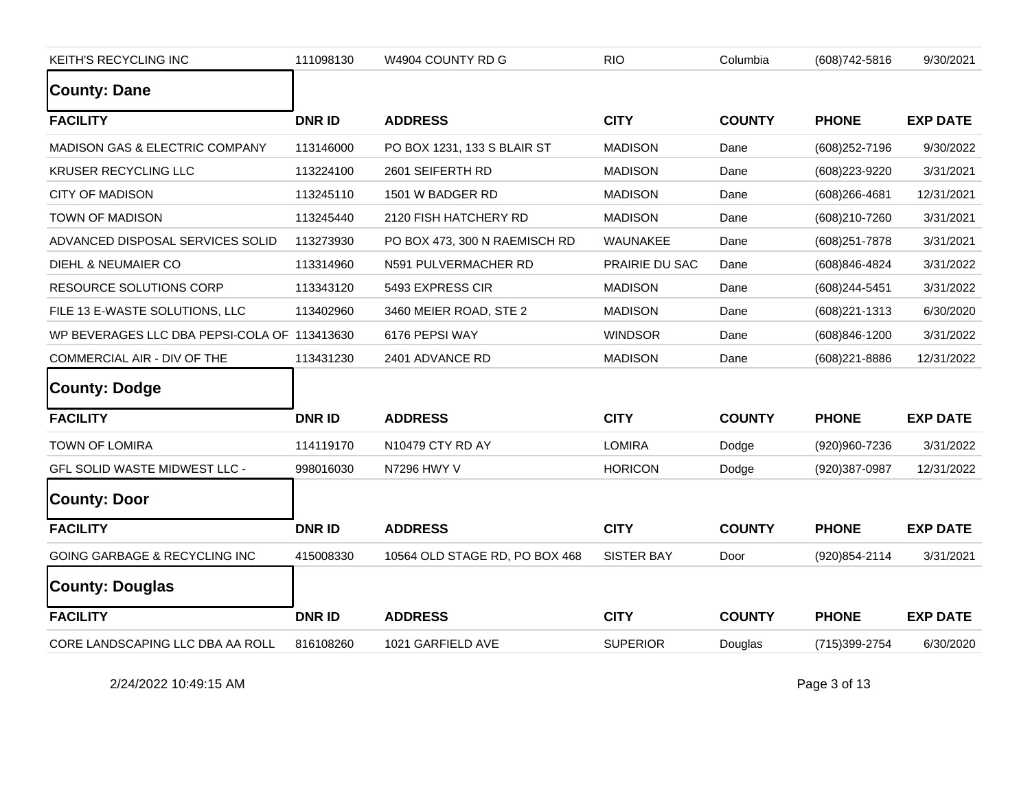| KEITH'S RECYCLING INC | 111098130 | W4904 COUNTY RD G | RIO | Columbia | (608)742-5816 | 9/30/2021 |
|---|---|---|---|---|---|---|

## County: Dane

| FACILITY | DNR ID | ADDRESS | CITY | COUNTY | PHONE | EXP DATE |
|---|---|---|---|---|---|---|
| MADISON GAS & ELECTRIC COMPANY | 113146000 | PO BOX 1231, 133 S BLAIR ST | MADISON | Dane | (608)252-7196 | 9/30/2022 |
| KRUSER RECYCLING LLC | 113224100 | 2601 SEIFERTH RD | MADISON | Dane | (608)223-9220 | 3/31/2021 |
| CITY OF MADISON | 113245110 | 1501 W BADGER RD | MADISON | Dane | (608)266-4681 | 12/31/2021 |
| TOWN OF MADISON | 113245440 | 2120 FISH HATCHERY RD | MADISON | Dane | (608)210-7260 | 3/31/2021 |
| ADVANCED DISPOSAL SERVICES SOLID | 113273930 | PO BOX 473, 300 N RAEMISCH RD | WAUNAKEE | Dane | (608)251-7878 | 3/31/2021 |
| DIEHL & NEUMAIER CO | 113314960 | N591 PULVERMACHER RD | PRAIRIE DU SAC | Dane | (608)846-4824 | 3/31/2022 |
| RESOURCE SOLUTIONS CORP | 113343120 | 5493 EXPRESS CIR | MADISON | Dane | (608)244-5451 | 3/31/2022 |
| FILE 13 E-WASTE SOLUTIONS, LLC | 113402960 | 3460 MEIER ROAD, STE 2 | MADISON | Dane | (608)221-1313 | 6/30/2020 |
| WP BEVERAGES LLC DBA PEPSI-COLA OF | 113413630 | 6176 PEPSI WAY | WINDSOR | Dane | (608)846-1200 | 3/31/2022 |
| COMMERCIAL AIR - DIV OF THE | 113431230 | 2401 ADVANCE RD | MADISON | Dane | (608)221-8886 | 12/31/2022 |

## County: Dodge

| FACILITY | DNR ID | ADDRESS | CITY | COUNTY | PHONE | EXP DATE |
|---|---|---|---|---|---|---|
| TOWN OF LOMIRA | 114119170 | N10479 CTY RD AY | LOMIRA | Dodge | (920)960-7236 | 3/31/2022 |
| GFL SOLID WASTE MIDWEST LLC - | 998016030 | N7296 HWY V | HORICON | Dodge | (920)387-0987 | 12/31/2022 |

## County: Door

| FACILITY | DNR ID | ADDRESS | CITY | COUNTY | PHONE | EXP DATE |
|---|---|---|---|---|---|---|
| GOING GARBAGE & RECYCLING INC | 415008330 | 10564 OLD STAGE RD, PO BOX 468 | SISTER BAY | Door | (920)854-2114 | 3/31/2021 |

## County: Douglas

| FACILITY | DNR ID | ADDRESS | CITY | COUNTY | PHONE | EXP DATE |
|---|---|---|---|---|---|---|
| CORE LANDSCAPING LLC DBA AA ROLL | 816108260 | 1021 GARFIELD AVE | SUPERIOR | Douglas | (715)399-2754 | 6/30/2020 |

2/24/2022 10:49:15 AM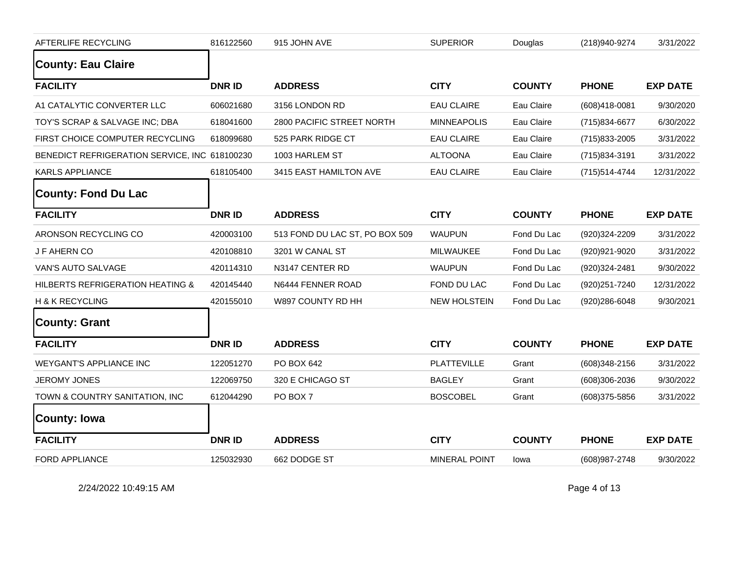| AFTERLIFE RECYCLING | 816122560 | 915 JOHN AVE | SUPERIOR | Douglas | (218)940-9274 | 3/31/2022 |
|---|---|---|---|---|---|---|

## County: Eau Claire

| FACILITY | DNR ID | ADDRESS | CITY | COUNTY | PHONE | EXP DATE |
|---|---|---|---|---|---|---|
| A1 CATALYTIC CONVERTER LLC | 606021680 | 3156 LONDON RD | EAU CLAIRE | Eau Claire | (608)418-0081 | 9/30/2020 |
| TOY'S SCRAP & SALVAGE INC; DBA | 618041600 | 2800 PACIFIC STREET NORTH | MINNEAPOLIS | Eau Claire | (715)834-6677 | 6/30/2022 |
| FIRST CHOICE COMPUTER RECYCLING | 618099680 | 525 PARK RIDGE CT | EAU CLAIRE | Eau Claire | (715)833-2005 | 3/31/2022 |
| BENEDICT REFRIGERATION SERVICE, INC | 618100230 | 1003 HARLEM ST | ALTOONA | Eau Claire | (715)834-3191 | 3/31/2022 |
| KARLS APPLIANCE | 618105400 | 3415 EAST HAMILTON AVE | EAU CLAIRE | Eau Claire | (715)514-4744 | 12/31/2022 |

## County: Fond Du Lac

| FACILITY | DNR ID | ADDRESS | CITY | COUNTY | PHONE | EXP DATE |
|---|---|---|---|---|---|---|
| ARONSON RECYCLING CO | 420003100 | 513 FOND DU LAC ST, PO BOX 509 | WAUPUN | Fond Du Lac | (920)324-2209 | 3/31/2022 |
| J F AHERN CO | 420108810 | 3201 W CANAL ST | MILWAUKEE | Fond Du Lac | (920)921-9020 | 3/31/2022 |
| VAN'S AUTO SALVAGE | 420114310 | N3147 CENTER RD | WAUPUN | Fond Du Lac | (920)324-2481 | 9/30/2022 |
| HILBERTS REFRIGERATION HEATING & | 420145440 | N6444 FENNER ROAD | FOND DU LAC | Fond Du Lac | (920)251-7240 | 12/31/2022 |
| H & K RECYCLING | 420155010 | W897 COUNTY RD HH | NEW HOLSTEIN | Fond Du Lac | (920)286-6048 | 9/30/2021 |

## County: Grant

| FACILITY | DNR ID | ADDRESS | CITY | COUNTY | PHONE | EXP DATE |
|---|---|---|---|---|---|---|
| WEYGANT'S APPLIANCE INC | 122051270 | PO BOX 642 | PLATTEVILLE | Grant | (608)348-2156 | 3/31/2022 |
| JEROMY JONES | 122069750 | 320 E CHICAGO ST | BAGLEY | Grant | (608)306-2036 | 9/30/2022 |
| TOWN & COUNTRY SANITATION, INC | 612044290 | PO BOX 7 | BOSCOBEL | Grant | (608)375-5856 | 3/31/2022 |

## County: Iowa

| FACILITY | DNR ID | ADDRESS | CITY | COUNTY | PHONE | EXP DATE |
|---|---|---|---|---|---|---|
| FORD APPLIANCE | 125032930 | 662 DODGE ST | MINERAL POINT | Iowa | (608)987-2748 | 9/30/2022 |

2/24/2022 10:49:15 AM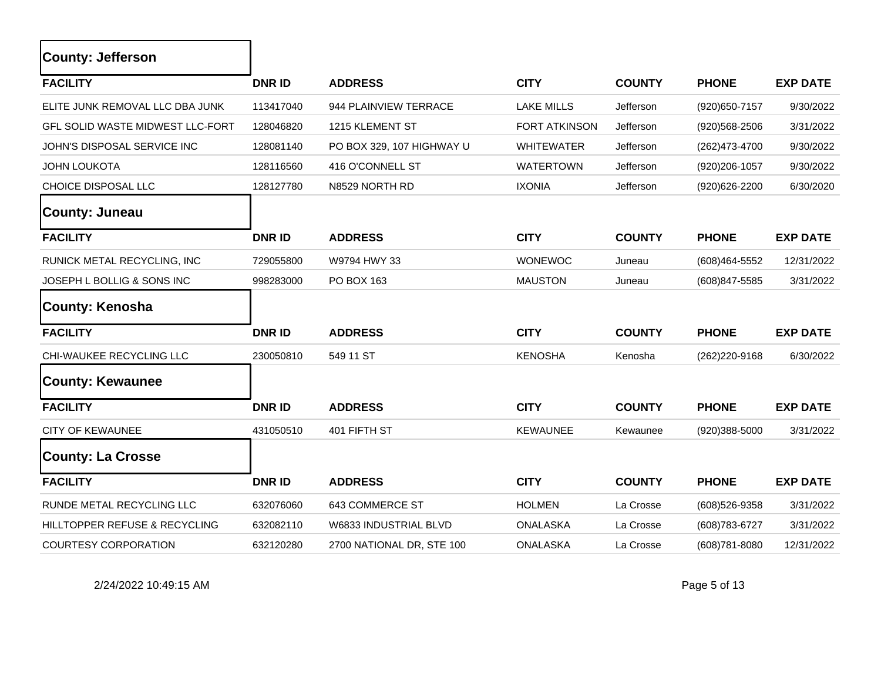## County: Jefferson

| FACILITY | DNR ID | ADDRESS | CITY | COUNTY | PHONE | EXP DATE |
|---|---|---|---|---|---|---|
| ELITE JUNK REMOVAL LLC DBA JUNK | 113417040 | 944 PLAINVIEW TERRACE | LAKE MILLS | Jefferson | (920)650-7157 | 9/30/2022 |
| GFL SOLID WASTE MIDWEST LLC-FORT | 128046820 | 1215 KLEMENT ST | FORT ATKINSON | Jefferson | (920)568-2506 | 3/31/2022 |
| JOHN'S DISPOSAL SERVICE INC | 128081140 | PO BOX 329, 107 HIGHWAY U | WHITEWATER | Jefferson | (262)473-4700 | 9/30/2022 |
| JOHN LOUKOTA | 128116560 | 416 O'CONNELL ST | WATERTOWN | Jefferson | (920)206-1057 | 9/30/2022 |
| CHOICE DISPOSAL LLC | 128127780 | N8529 NORTH RD | IXONIA | Jefferson | (920)626-2200 | 6/30/2020 |

## County: Juneau

| FACILITY | DNR ID | ADDRESS | CITY | COUNTY | PHONE | EXP DATE |
|---|---|---|---|---|---|---|
| RUNICK METAL RECYCLING, INC | 729055800 | W9794 HWY 33 | WONEWOC | Juneau | (608)464-5552 | 12/31/2022 |
| JOSEPH L BOLLIG & SONS INC | 998283000 | PO BOX 163 | MAUSTON | Juneau | (608)847-5585 | 3/31/2022 |

## County: Kenosha

| FACILITY | DNR ID | ADDRESS | CITY | COUNTY | PHONE | EXP DATE |
|---|---|---|---|---|---|---|
| CHI-WAUKEE RECYCLING LLC | 230050810 | 549 11 ST | KENOSHA | Kenosha | (262)220-9168 | 6/30/2022 |

## County: Kewaunee

| FACILITY | DNR ID | ADDRESS | CITY | COUNTY | PHONE | EXP DATE |
|---|---|---|---|---|---|---|
| CITY OF KEWAUNEE | 431050510 | 401 FIFTH ST | KEWAUNEE | Kewaunee | (920)388-5000 | 3/31/2022 |

## County: La Crosse

| FACILITY | DNR ID | ADDRESS | CITY | COUNTY | PHONE | EXP DATE |
|---|---|---|---|---|---|---|
| RUNDE METAL RECYCLING LLC | 632076060 | 643 COMMERCE ST | HOLMEN | La Crosse | (608)526-9358 | 3/31/2022 |
| HILLTOPPER REFUSE & RECYCLING | 632082110 | W6833 INDUSTRIAL BLVD | ONALASKA | La Crosse | (608)783-6727 | 3/31/2022 |
| COURTESY CORPORATION | 632120280 | 2700 NATIONAL DR, STE 100 | ONALASKA | La Crosse | (608)781-8080 | 12/31/2022 |

2/24/2022 10:49:15 AM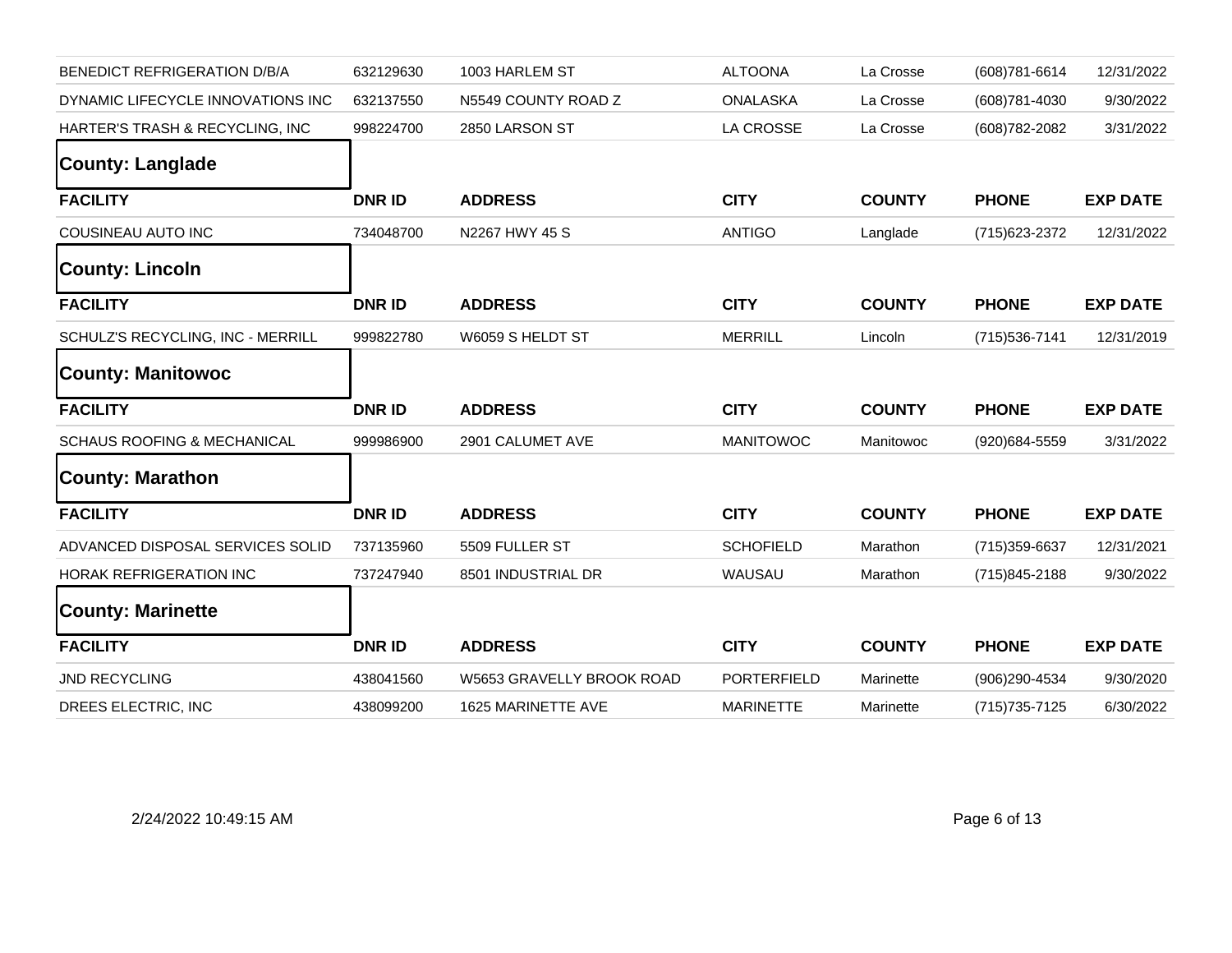| FACILITY | DNR ID | ADDRESS | CITY | COUNTY | PHONE | EXP DATE |
|---|---|---|---|---|---|---|
| BENEDICT REFRIGERATION D/B/A | 632129630 | 1003 HARLEM ST | ALTOONA | La Crosse | (608)781-6614 | 12/31/2022 |
| DYNAMIC LIFECYCLE INNOVATIONS INC | 632137550 | N5549 COUNTY ROAD Z | ONALASKA | La Crosse | (608)781-4030 | 9/30/2022 |
| HARTER'S TRASH & RECYCLING, INC | 998224700 | 2850 LARSON ST | LA CROSSE | La Crosse | (608)782-2082 | 3/31/2022 |

## County: Langlade

| FACILITY | DNR ID | ADDRESS | CITY | COUNTY | PHONE | EXP DATE |
|---|---|---|---|---|---|---|
| COUSINEAU AUTO INC | 734048700 | N2267 HWY 45 S | ANTIGO | Langlade | (715)623-2372 | 12/31/2022 |

## County: Lincoln

| FACILITY | DNR ID | ADDRESS | CITY | COUNTY | PHONE | EXP DATE |
|---|---|---|---|---|---|---|
| SCHULZ'S RECYCLING, INC - MERRILL | 999822780 | W6059 S HELDT ST | MERRILL | Lincoln | (715)536-7141 | 12/31/2019 |

## County: Manitowoc

| FACILITY | DNR ID | ADDRESS | CITY | COUNTY | PHONE | EXP DATE |
|---|---|---|---|---|---|---|
| SCHAUS ROOFING & MECHANICAL | 999986900 | 2901 CALUMET AVE | MANITOWOC | Manitowoc | (920)684-5559 | 3/31/2022 |

## County: Marathon

| FACILITY | DNR ID | ADDRESS | CITY | COUNTY | PHONE | EXP DATE |
|---|---|---|---|---|---|---|
| ADVANCED DISPOSAL SERVICES SOLID | 737135960 | 5509 FULLER ST | SCHOFIELD | Marathon | (715)359-6637 | 12/31/2021 |
| HORAK REFRIGERATION INC | 737247940 | 8501 INDUSTRIAL DR | WAUSAU | Marathon | (715)845-2188 | 9/30/2022 |

## County: Marinette

| FACILITY | DNR ID | ADDRESS | CITY | COUNTY | PHONE | EXP DATE |
|---|---|---|---|---|---|---|
| JND RECYCLING | 438041560 | W5653 GRAVELLY BROOK ROAD | PORTERFIELD | Marinette | (906)290-4534 | 9/30/2020 |
| DREES ELECTRIC, INC | 438099200 | 1625 MARINETTE AVE | MARINETTE | Marinette | (715)735-7125 | 6/30/2022 |

2/24/2022 10:49:15 AM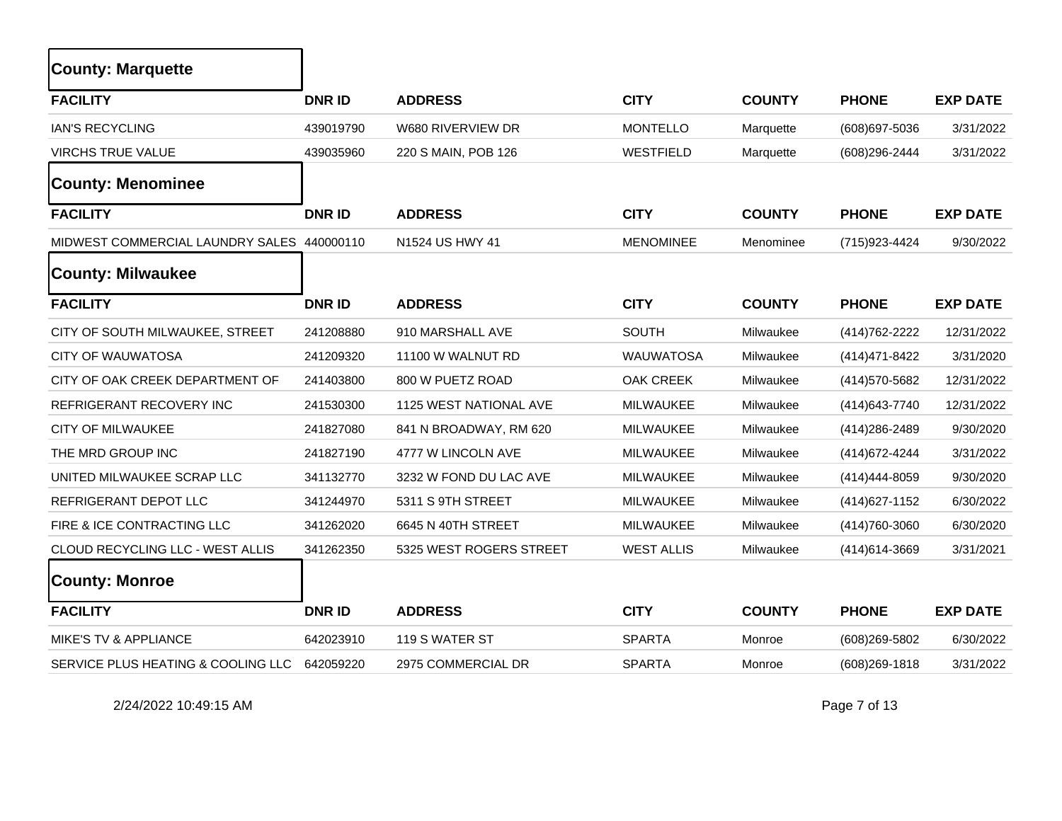## County: Marquette

| FACILITY | DNR ID | ADDRESS | CITY | COUNTY | PHONE | EXP DATE |
|---|---|---|---|---|---|---|
| IAN'S RECYCLING | 439019790 | W680 RIVERVIEW DR | MONTELLO | Marquette | (608)697-5036 | 3/31/2022 |
| VIRCHS TRUE VALUE | 439035960 | 220 S MAIN, POB 126 | WESTFIELD | Marquette | (608)296-2444 | 3/31/2022 |

## County: Menominee

| FACILITY | DNR ID | ADDRESS | CITY | COUNTY | PHONE | EXP DATE |
|---|---|---|---|---|---|---|
| MIDWEST COMMERCIAL LAUNDRY SALES | 440000110 | N1524 US HWY 41 | MENOMINEE | Menominee | (715)923-4424 | 9/30/2022 |

## County: Milwaukee

| FACILITY | DNR ID | ADDRESS | CITY | COUNTY | PHONE | EXP DATE |
|---|---|---|---|---|---|---|
| CITY OF SOUTH MILWAUKEE, STREET | 241208880 | 910 MARSHALL AVE | SOUTH | Milwaukee | (414)762-2222 | 12/31/2022 |
| CITY OF WAUWATOSA | 241209320 | 11100 W WALNUT RD | WAUWATOSA | Milwaukee | (414)471-8422 | 3/31/2020 |
| CITY OF OAK CREEK DEPARTMENT OF | 241403800 | 800 W PUETZ ROAD | OAK CREEK | Milwaukee | (414)570-5682 | 12/31/2022 |
| REFRIGERANT RECOVERY INC | 241530300 | 1125 WEST NATIONAL AVE | MILWAUKEE | Milwaukee | (414)643-7740 | 12/31/2022 |
| CITY OF MILWAUKEE | 241827080 | 841 N BROADWAY, RM 620 | MILWAUKEE | Milwaukee | (414)286-2489 | 9/30/2020 |
| THE MRD GROUP INC | 241827190 | 4777 W LINCOLN AVE | MILWAUKEE | Milwaukee | (414)672-4244 | 3/31/2022 |
| UNITED MILWAUKEE SCRAP LLC | 341132770 | 3232 W FOND DU LAC AVE | MILWAUKEE | Milwaukee | (414)444-8059 | 9/30/2020 |
| REFRIGERANT DEPOT LLC | 341244970 | 5311 S 9TH STREET | MILWAUKEE | Milwaukee | (414)627-1152 | 6/30/2022 |
| FIRE & ICE CONTRACTING LLC | 341262020 | 6645 N 40TH STREET | MILWAUKEE | Milwaukee | (414)760-3060 | 6/30/2020 |
| CLOUD RECYCLING LLC - WEST ALLIS | 341262350 | 5325 WEST ROGERS STREET | WEST ALLIS | Milwaukee | (414)614-3669 | 3/31/2021 |

## County: Monroe

| FACILITY | DNR ID | ADDRESS | CITY | COUNTY | PHONE | EXP DATE |
|---|---|---|---|---|---|---|
| MIKE'S TV & APPLIANCE | 642023910 | 119 S WATER ST | SPARTA | Monroe | (608)269-5802 | 6/30/2022 |
| SERVICE PLUS HEATING & COOLING LLC | 642059220 | 2975 COMMERCIAL DR | SPARTA | Monroe | (608)269-1818 | 3/31/2022 |

2/24/2022 10:49:15 AM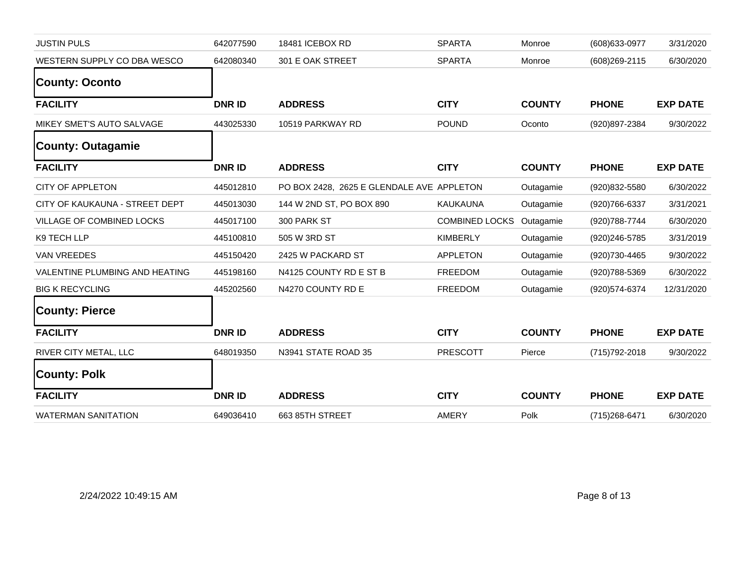| FACILITY | DNR ID | ADDRESS | CITY | COUNTY | PHONE | EXP DATE |
|---|---|---|---|---|---|---|
| JUSTIN PULS | 642077590 | 18481 ICEBOX RD | SPARTA | Monroe | (608)633-0977 | 3/31/2020 |
| WESTERN SUPPLY CO DBA WESCO | 642080340 | 301 E OAK STREET | SPARTA | Monroe | (608)269-2115 | 6/30/2020 |

## County: Oconto

| FACILITY | DNR ID | ADDRESS | CITY | COUNTY | PHONE | EXP DATE |
|---|---|---|---|---|---|---|
| MIKEY SMET'S AUTO SALVAGE | 443025330 | 10519 PARKWAY RD | POUND | Oconto | (920)897-2384 | 9/30/2022 |

## County: Outagamie

| FACILITY | DNR ID | ADDRESS | CITY | COUNTY | PHONE | EXP DATE |
|---|---|---|---|---|---|---|
| CITY OF APPLETON | 445012810 | PO BOX 2428, 2625 E GLENDALE AVE | APPLETON | Outagamie | (920)832-5580 | 6/30/2022 |
| CITY OF KAUKAUNA - STREET DEPT | 445013030 | 144 W 2ND ST, PO BOX 890 | KAUKAUNA | Outagamie | (920)766-6337 | 3/31/2021 |
| VILLAGE OF COMBINED LOCKS | 445017100 | 300 PARK ST | COMBINED LOCKS | Outagamie | (920)788-7744 | 6/30/2020 |
| K9 TECH LLP | 445100810 | 505 W 3RD ST | KIMBERLY | Outagamie | (920)246-5785 | 3/31/2019 |
| VAN VREEDES | 445150420 | 2425 W PACKARD ST | APPLETON | Outagamie | (920)730-4465 | 9/30/2022 |
| VALENTINE PLUMBING AND HEATING | 445198160 | N4125 COUNTY RD E ST B | FREEDOM | Outagamie | (920)788-5369 | 6/30/2022 |
| BIG K RECYCLING | 445202560 | N4270 COUNTY RD E | FREEDOM | Outagamie | (920)574-6374 | 12/31/2020 |

## County: Pierce

| FACILITY | DNR ID | ADDRESS | CITY | COUNTY | PHONE | EXP DATE |
|---|---|---|---|---|---|---|
| RIVER CITY METAL, LLC | 648019350 | N3941 STATE ROAD 35 | PRESCOTT | Pierce | (715)792-2018 | 9/30/2022 |

## County: Polk

| FACILITY | DNR ID | ADDRESS | CITY | COUNTY | PHONE | EXP DATE |
|---|---|---|---|---|---|---|
| WATERMAN SANITATION | 649036410 | 663 85TH STREET | AMERY | Polk | (715)268-6471 | 6/30/2020 |

2/24/2022 10:49:15 AM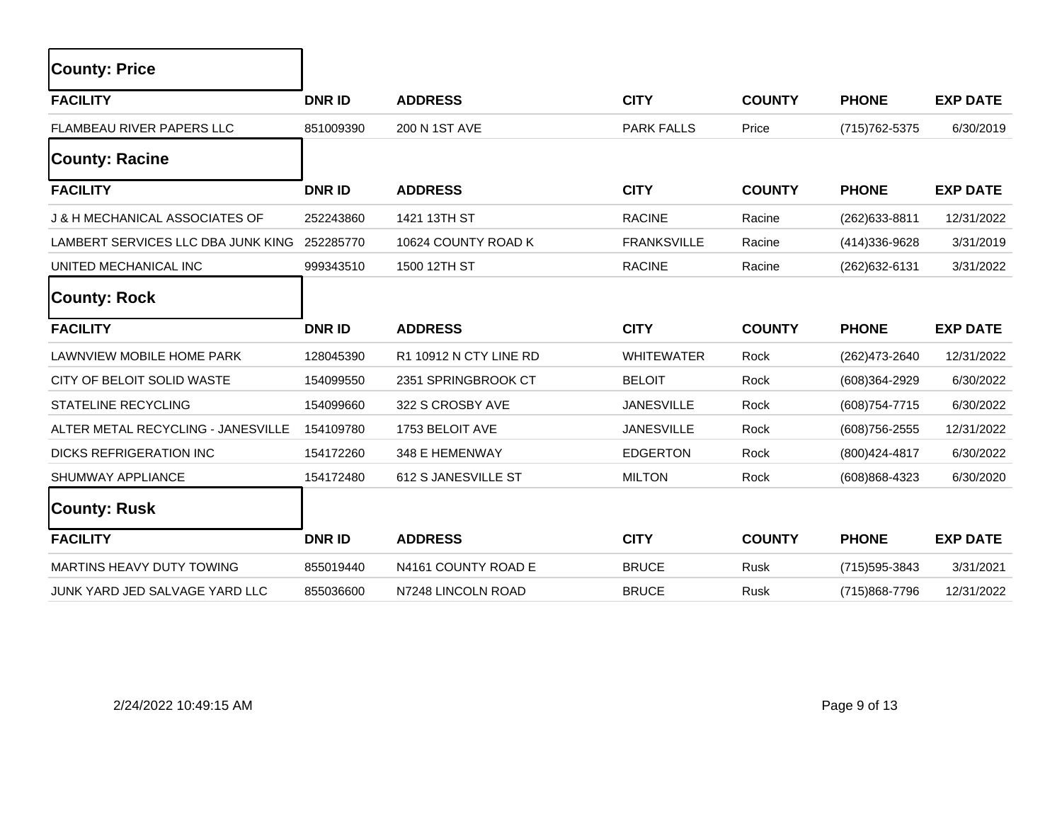## County: Price

| FACILITY | DNR ID | ADDRESS | CITY | COUNTY | PHONE | EXP DATE |
|---|---|---|---|---|---|---|
| FLAMBEAU RIVER PAPERS LLC | 851009390 | 200 N 1ST AVE | PARK FALLS | Price | (715)762-5375 | 6/30/2019 |

## County: Racine

| FACILITY | DNR ID | ADDRESS | CITY | COUNTY | PHONE | EXP DATE |
|---|---|---|---|---|---|---|
| J & H MECHANICAL ASSOCIATES OF | 252243860 | 1421 13TH ST | RACINE | Racine | (262)633-8811 | 12/31/2022 |
| LAMBERT SERVICES LLC DBA JUNK KING | 252285770 | 10624 COUNTY ROAD K | FRANKSVILLE | Racine | (414)336-9628 | 3/31/2019 |
| UNITED MECHANICAL INC | 999343510 | 1500 12TH ST | RACINE | Racine | (262)632-6131 | 3/31/2022 |

## County: Rock

| FACILITY | DNR ID | ADDRESS | CITY | COUNTY | PHONE | EXP DATE |
|---|---|---|---|---|---|---|
| LAWNVIEW MOBILE HOME PARK | 128045390 | R1 10912 N CTY LINE RD | WHITEWATER | Rock | (262)473-2640 | 12/31/2022 |
| CITY OF BELOIT SOLID WASTE | 154099550 | 2351 SPRINGBROOK CT | BELOIT | Rock | (608)364-2929 | 6/30/2022 |
| STATELINE RECYCLING | 154099660 | 322 S CROSBY AVE | JANESVILLE | Rock | (608)754-7715 | 6/30/2022 |
| ALTER METAL RECYCLING - JANESVILLE | 154109780 | 1753 BELOIT AVE | JANESVILLE | Rock | (608)756-2555 | 12/31/2022 |
| DICKS REFRIGERATION INC | 154172260 | 348 E HEMENWAY | EDGERTON | Rock | (800)424-4817 | 6/30/2022 |
| SHUMWAY APPLIANCE | 154172480 | 612 S JANESVILLE ST | MILTON | Rock | (608)868-4323 | 6/30/2020 |

## County: Rusk

| FACILITY | DNR ID | ADDRESS | CITY | COUNTY | PHONE | EXP DATE |
|---|---|---|---|---|---|---|
| MARTINS HEAVY DUTY TOWING | 855019440 | N4161 COUNTY ROAD E | BRUCE | Rusk | (715)595-3843 | 3/31/2021 |
| JUNK YARD JED SALVAGE YARD LLC | 855036600 | N7248 LINCOLN ROAD | BRUCE | Rusk | (715)868-7796 | 12/31/2022 |

2/24/2022 10:49:15 AM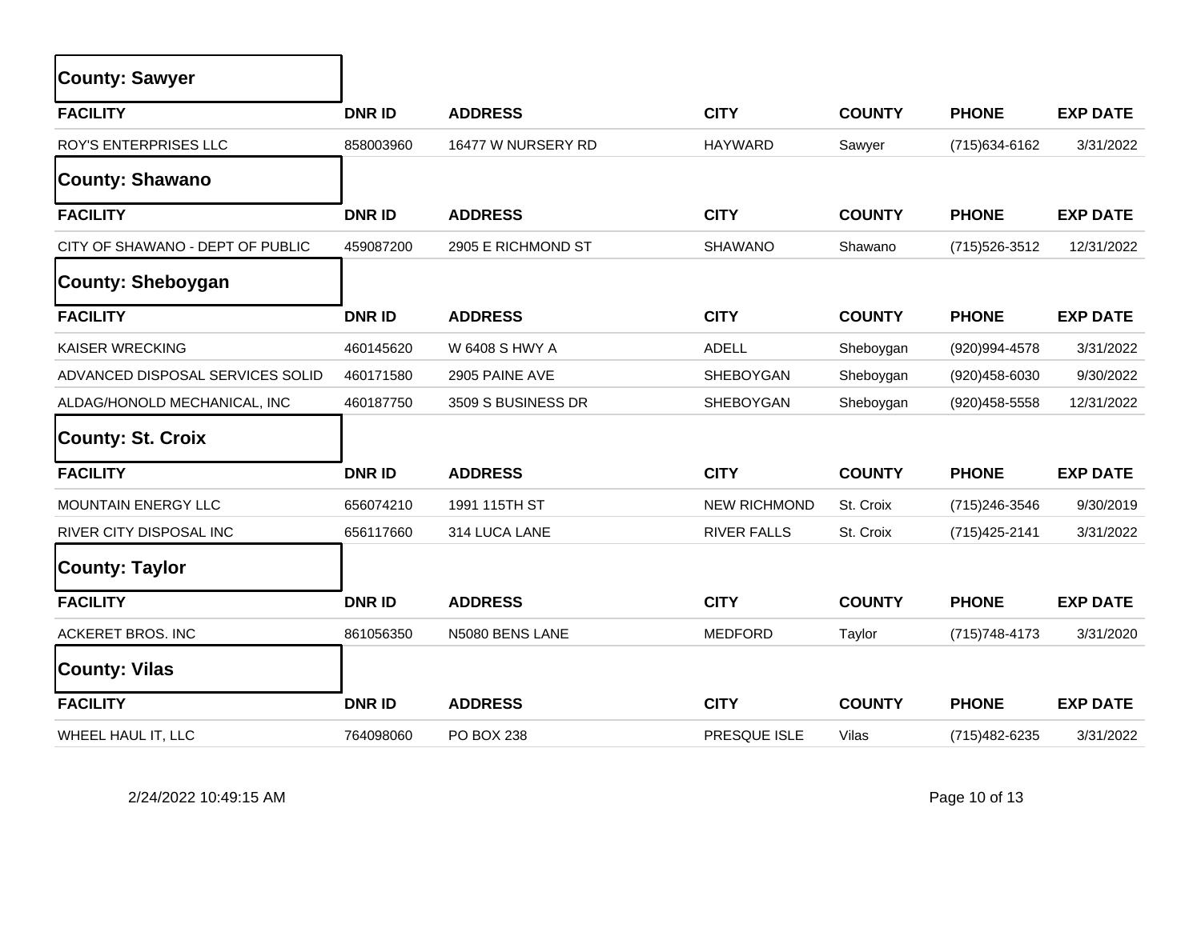## County: Sawyer

| FACILITY | DNR ID | ADDRESS | CITY | COUNTY | PHONE | EXP DATE |
|---|---|---|---|---|---|---|
| ROY'S ENTERPRISES LLC | 858003960 | 16477 W NURSERY RD | HAYWARD | Sawyer | (715)634-6162 | 3/31/2022 |

## County: Shawano

| FACILITY | DNR ID | ADDRESS | CITY | COUNTY | PHONE | EXP DATE |
|---|---|---|---|---|---|---|
| CITY OF SHAWANO - DEPT OF PUBLIC | 459087200 | 2905 E RICHMOND ST | SHAWANO | Shawano | (715)526-3512 | 12/31/2022 |

## County: Sheboygan

| FACILITY | DNR ID | ADDRESS | CITY | COUNTY | PHONE | EXP DATE |
|---|---|---|---|---|---|---|
| KAISER WRECKING | 460145620 | W 6408 S HWY A | ADELL | Sheboygan | (920)994-4578 | 3/31/2022 |
| ADVANCED DISPOSAL SERVICES SOLID | 460171580 | 2905 PAINE AVE | SHEBOYGAN | Sheboygan | (920)458-6030 | 9/30/2022 |
| ALDAG/HONOLD MECHANICAL, INC | 460187750 | 3509 S BUSINESS DR | SHEBOYGAN | Sheboygan | (920)458-5558 | 12/31/2022 |

## County: St. Croix

| FACILITY | DNR ID | ADDRESS | CITY | COUNTY | PHONE | EXP DATE |
|---|---|---|---|---|---|---|
| MOUNTAIN ENERGY LLC | 656074210 | 1991 115TH ST | NEW RICHMOND | St. Croix | (715)246-3546 | 9/30/2019 |
| RIVER CITY DISPOSAL INC | 656117660 | 314 LUCA LANE | RIVER FALLS | St. Croix | (715)425-2141 | 3/31/2022 |

## County: Taylor

| FACILITY | DNR ID | ADDRESS | CITY | COUNTY | PHONE | EXP DATE |
|---|---|---|---|---|---|---|
| ACKERET BROS. INC | 861056350 | N5080 BENS LANE | MEDFORD | Taylor | (715)748-4173 | 3/31/2020 |

## County: Vilas

| FACILITY | DNR ID | ADDRESS | CITY | COUNTY | PHONE | EXP DATE |
|---|---|---|---|---|---|---|
| WHEEL HAUL IT, LLC | 764098060 | PO BOX 238 | PRESQUE ISLE | Vilas | (715)482-6235 | 3/31/2022 |

2/24/2022 10:49:15 AM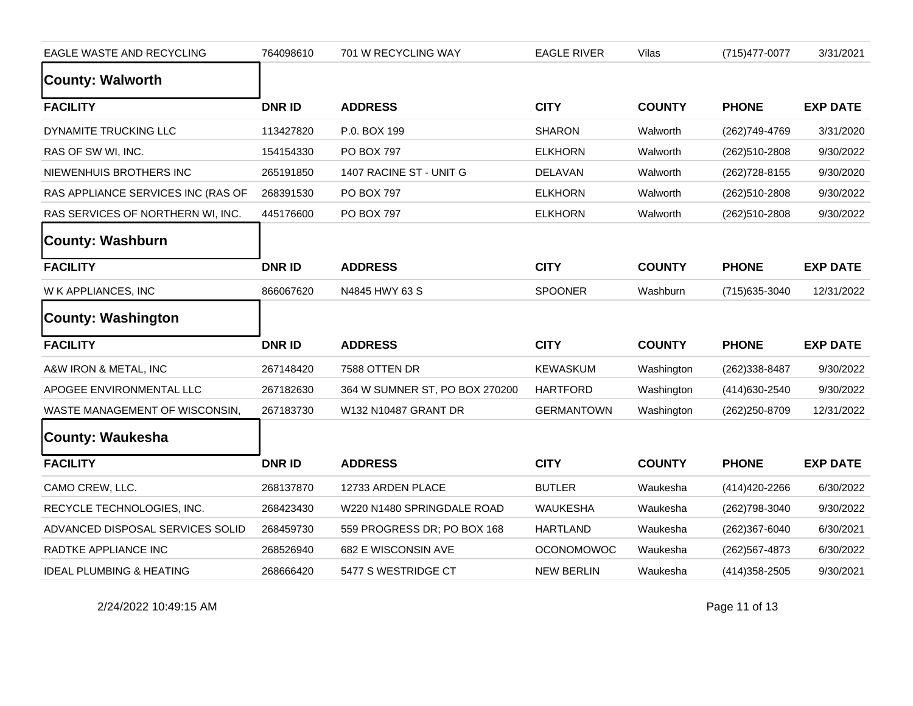| EAGLE WASTE AND RECYCLING | 764098610 | 701 W RECYCLING WAY | EAGLE RIVER | Vilas | (715)477-0077 | 3/31/2021 |
|---|---|---|---|---|---|---|

## County: Walworth

| FACILITY | DNR ID | ADDRESS | CITY | COUNTY | PHONE | EXP DATE |
|---|---|---|---|---|---|---|
| DYNAMITE TRUCKING LLC | 113427820 | P.0. BOX 199 | SHARON | Walworth | (262)749-4769 | 3/31/2020 |
| RAS OF SW WI, INC. | 154154330 | PO BOX 797 | ELKHORN | Walworth | (262)510-2808 | 9/30/2022 |
| NIEWENHUIS BROTHERS INC | 265191850 | 1407 RACINE ST - UNIT G | DELAVAN | Walworth | (262)728-8155 | 9/30/2020 |
| RAS APPLIANCE SERVICES INC (RAS OF | 268391530 | PO BOX 797 | ELKHORN | Walworth | (262)510-2808 | 9/30/2022 |
| RAS SERVICES OF NORTHERN WI, INC. | 445176600 | PO BOX 797 | ELKHORN | Walworth | (262)510-2808 | 9/30/2022 |

## County: Washburn

| FACILITY | DNR ID | ADDRESS | CITY | COUNTY | PHONE | EXP DATE |
|---|---|---|---|---|---|---|
| W K APPLIANCES, INC | 866067620 | N4845 HWY 63 S | SPOONER | Washburn | (715)635-3040 | 12/31/2022 |

## County: Washington

| FACILITY | DNR ID | ADDRESS | CITY | COUNTY | PHONE | EXP DATE |
|---|---|---|---|---|---|---|
| A&W IRON & METAL, INC | 267148420 | 7588 OTTEN DR | KEWASKUM | Washington | (262)338-8487 | 9/30/2022 |
| APOGEE ENVIRONMENTAL LLC | 267182630 | 364 W SUMNER ST, PO BOX 270200 | HARTFORD | Washington | (414)630-2540 | 9/30/2022 |
| WASTE MANAGEMENT OF WISCONSIN, | 267183730 | W132 N10487 GRANT DR | GERMANTOWN | Washington | (262)250-8709 | 12/31/2022 |

## County: Waukesha

| FACILITY | DNR ID | ADDRESS | CITY | COUNTY | PHONE | EXP DATE |
|---|---|---|---|---|---|---|
| CAMO CREW, LLC. | 268137870 | 12733 ARDEN PLACE | BUTLER | Waukesha | (414)420-2266 | 6/30/2022 |
| RECYCLE TECHNOLOGIES, INC. | 268423430 | W220 N1480 SPRINGDALE ROAD | WAUKESHA | Waukesha | (262)798-3040 | 9/30/2022 |
| ADVANCED DISPOSAL SERVICES SOLID | 268459730 | 559 PROGRESS DR; PO BOX 168 | HARTLAND | Waukesha | (262)367-6040 | 6/30/2021 |
| RADTKE APPLIANCE INC | 268526940 | 682 E WISCONSIN AVE | OCONOMOWOC | Waukesha | (262)567-4873 | 6/30/2022 |
| IDEAL PLUMBING & HEATING | 268666420 | 5477 S WESTRIDGE CT | NEW BERLIN | Waukesha | (414)358-2505 | 9/30/2021 |

2/24/2022 10:49:15 AM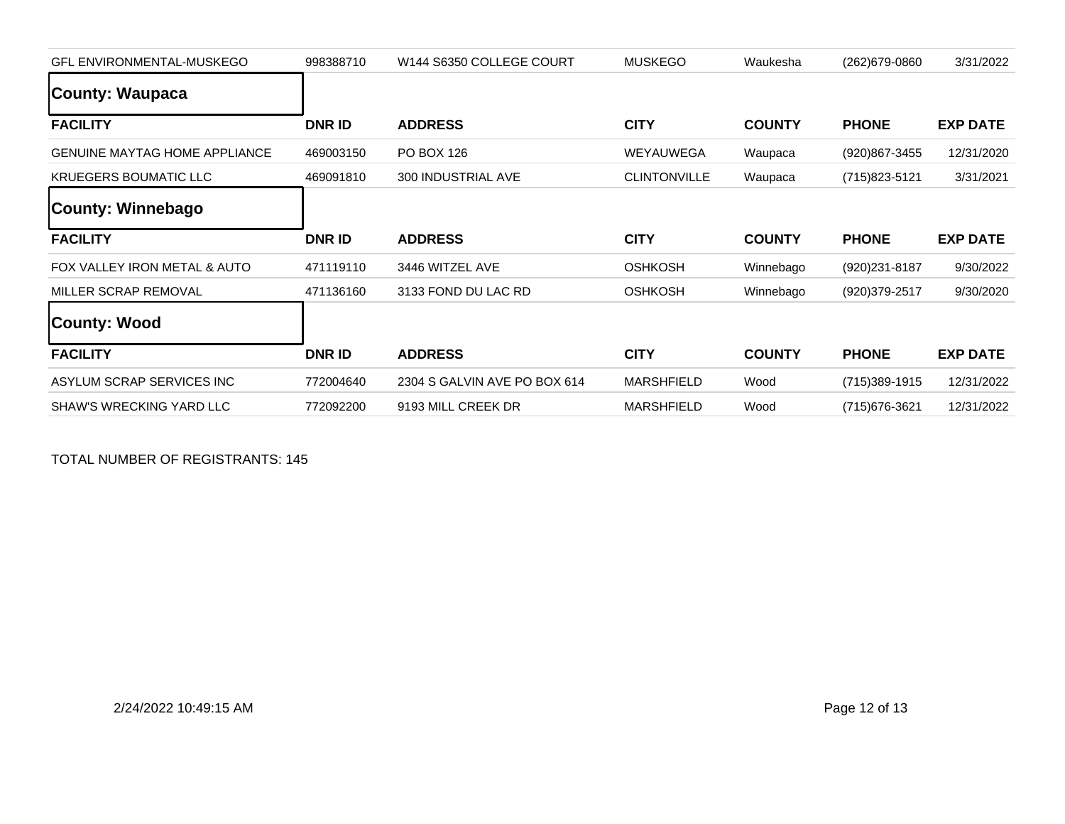| GFL ENVIRONMENTAL-MUSKEGO | 998388710 | W144 S6350 COLLEGE COURT | MUSKEGO | Waukesha | (262)679-0860 | 3/31/2022 |
|---|---|---|---|---|---|---|

## County: Waupaca

| FACILITY | DNR ID | ADDRESS | CITY | COUNTY | PHONE | EXP DATE |
|---|---|---|---|---|---|---|
| GENUINE MAYTAG HOME APPLIANCE | 469003150 | PO BOX 126 | WEYAUWEGA | Waupaca | (920)867-3455 | 12/31/2020 |
| KRUEGERS BOUMATIC LLC | 469091810 | 300 INDUSTRIAL AVE | CLINTONVILLE | Waupaca | (715)823-5121 | 3/31/2021 |

## County: Winnebago

| FACILITY | DNR ID | ADDRESS | CITY | COUNTY | PHONE | EXP DATE |
|---|---|---|---|---|---|---|
| FOX VALLEY IRON METAL & AUTO | 471119110 | 3446 WITZEL AVE | OSHKOSH | Winnebago | (920)231-8187 | 9/30/2022 |
| MILLER SCRAP REMOVAL | 471136160 | 3133 FOND DU LAC RD | OSHKOSH | Winnebago | (920)379-2517 | 9/30/2020 |

## County: Wood

| FACILITY | DNR ID | ADDRESS | CITY | COUNTY | PHONE | EXP DATE |
|---|---|---|---|---|---|---|
| ASYLUM SCRAP SERVICES INC | 772004640 | 2304 S GALVIN AVE PO BOX 614 | MARSHFIELD | Wood | (715)389-1915 | 12/31/2022 |
| SHAW'S WRECKING YARD LLC | 772092200 | 9193 MILL CREEK DR | MARSHFIELD | Wood | (715)676-3621 | 12/31/2022 |

TOTAL NUMBER OF REGISTRANTS: 145

2/24/2022 10:49:15 AM